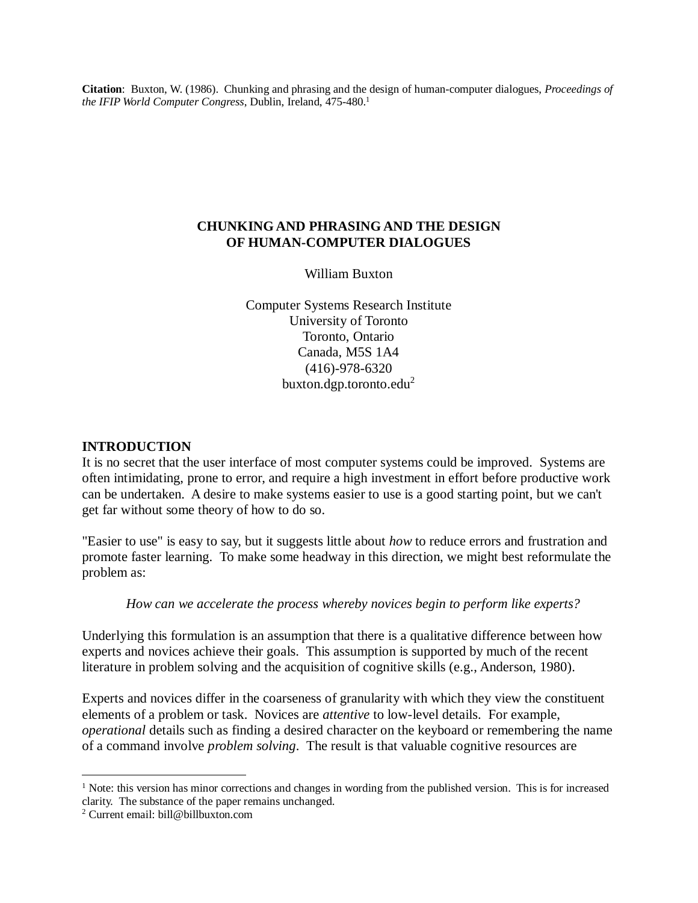**Citation**: Buxton, W. (1986). Chunking and phrasing and the design of human-computer dialogues, *Proceedings of the IFIP World Computer Congress*, Dublin, Ireland, 475-480.[1]

# CHUNKING AND PHRASING AND THE DESIGN OF HUMAN-COMPUTER DIALOGUES

William Buxton

Computer Systems Research Institute
University of Toronto
Toronto, Ontario
Canada, M5S 1A4
(416)-978-6320
buxton.dgp.toronto.edu[2]

## INTRODUCTION

It is no secret that the user interface of most computer systems could be improved. Systems are often intimidating, prone to error, and require a high investment in effort before productive work can be undertaken. A desire to make systems easier to use is a good starting point, but we can't get far without some theory of how to do so.

"Easier to use" is easy to say, but it suggests little about *how* to reduce errors and frustration and promote faster learning. To make some headway in this direction, we might best reformulate the problem as:

> *How can we accelerate the process whereby novices begin to perform like experts?*

Underlying this formulation is an assumption that there is a qualitative difference between how experts and novices achieve their goals. This assumption is supported by much of the recent literature in problem solving and the acquisition of cognitive skills (e.g., Anderson, 1980).

Experts and novices differ in the coarseness of granularity with which they view the constituent elements of a problem or task. Novices are *attentive* to low-level details. For example, *operational* details such as finding a desired character on the keyboard or remembering the name of a command involve *problem solving*. The result is that valuable cognitive resources are

---

[1] Note: this version has minor corrections and changes in wording from the published version. This is for increased clarity. The substance of the paper remains unchanged.

[2] Current email: bill@billbuxton.com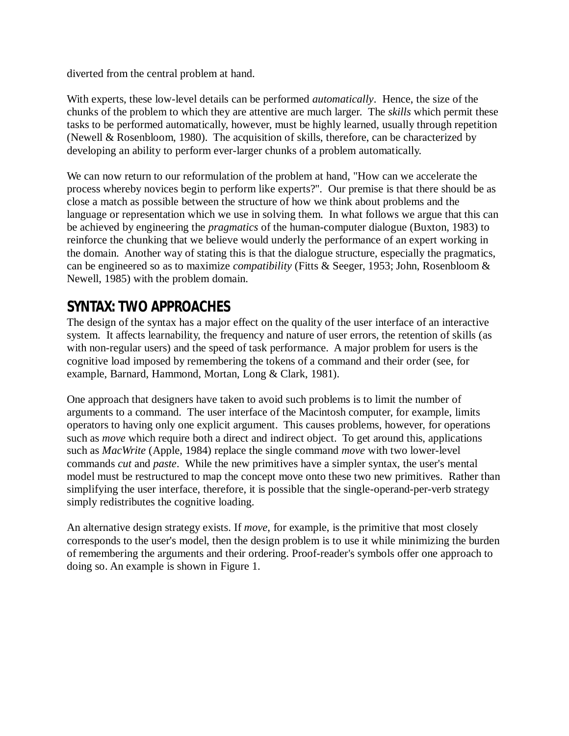diverted from the central problem at hand.

With experts, these low-level details can be performed *automatically*. Hence, the size of the chunks of the problem to which they are attentive are much larger. The *skills* which permit these tasks to be performed automatically, however, must be highly learned, usually through repetition (Newell & Rosenbloom, 1980). The acquisition of skills, therefore, can be characterized by developing an ability to perform ever-larger chunks of a problem automatically.

We can now return to our reformulation of the problem at hand, "How can we accelerate the process whereby novices begin to perform like experts?". Our premise is that there should be as close a match as possible between the structure of how we think about problems and the language or representation which we use in solving them. In what follows we argue that this can be achieved by engineering the *pragmatics* of the human-computer dialogue (Buxton, 1983) to reinforce the chunking that we believe would underly the performance of an expert working in the domain. Another way of stating this is that the dialogue structure, especially the pragmatics, can be engineered so as to maximize *compatibility* (Fitts & Seeger, 1953; John, Rosenbloom & Newell, 1985) with the problem domain.

## SYNTAX: TWO APPROACHES

The design of the syntax has a major effect on the quality of the user interface of an interactive system. It affects learnability, the frequency and nature of user errors, the retention of skills (as with non-regular users) and the speed of task performance. A major problem for users is the cognitive load imposed by remembering the tokens of a command and their order (see, for example, Barnard, Hammond, Mortan, Long & Clark, 1981).

One approach that designers have taken to avoid such problems is to limit the number of arguments to a command. The user interface of the Macintosh computer, for example, limits operators to having only one explicit argument. This causes problems, however, for operations such as *move* which require both a direct and indirect object. To get around this, applications such as *MacWrite* (Apple, 1984) replace the single command *move* with two lower-level commands *cut* and *paste*. While the new primitives have a simpler syntax, the user's mental model must be restructured to map the concept move onto these two new primitives. Rather than simplifying the user interface, therefore, it is possible that the single-operand-per-verb strategy simply redistributes the cognitive loading.

An alternative design strategy exists. If *move,* for example, is the primitive that most closely corresponds to the user's model, then the design problem is to use it while minimizing the burden of remembering the arguments and their ordering. Proof-reader's symbols offer one approach to doing so. An example is shown in Figure 1.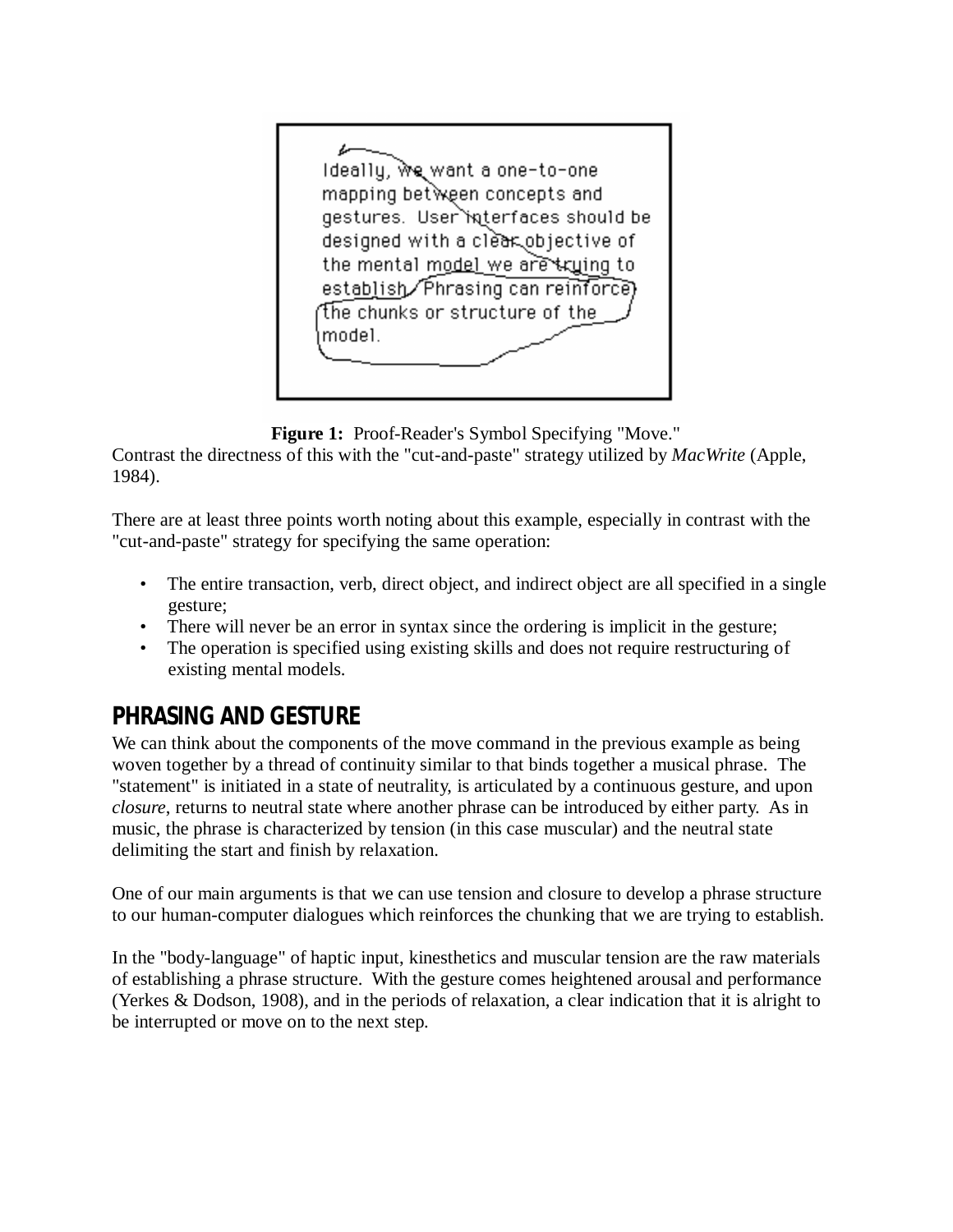**Figure 1:** Proof-Reader's Symbol Specifying "Move."

Contrast the directness of this with the "cut-and-paste" strategy utilized by *MacWrite* (Apple, 1984).

There are at least three points worth noting about this example, especially in contrast with the "cut-and-paste" strategy for specifying the same operation:

- The entire transaction, verb, direct object, and indirect object are all specified in a single gesture;
- There will never be an error in syntax since the ordering is implicit in the gesture;
- The operation is specified using existing skills and does not require restructuring of existing mental models.

## PHRASING AND GESTURE

We can think about the components of the move command in the previous example as being woven together by a thread of continuity similar to that binds together a musical phrase. The "statement" is initiated in a state of neutrality, is articulated by a continuous gesture, and upon *closure*, returns to neutral state where another phrase can be introduced by either party. As in music, the phrase is characterized by tension (in this case muscular) and the neutral state delimiting the start and finish by relaxation.

One of our main arguments is that we can use tension and closure to develop a phrase structure to our human-computer dialogues which reinforces the chunking that we are trying to establish.

In the "body-language" of haptic input, kinesthetics and muscular tension are the raw materials of establishing a phrase structure. With the gesture comes heightened arousal and performance (Yerkes & Dodson, 1908), and in the periods of relaxation, a clear indication that it is alright to be interrupted or move on to the next step.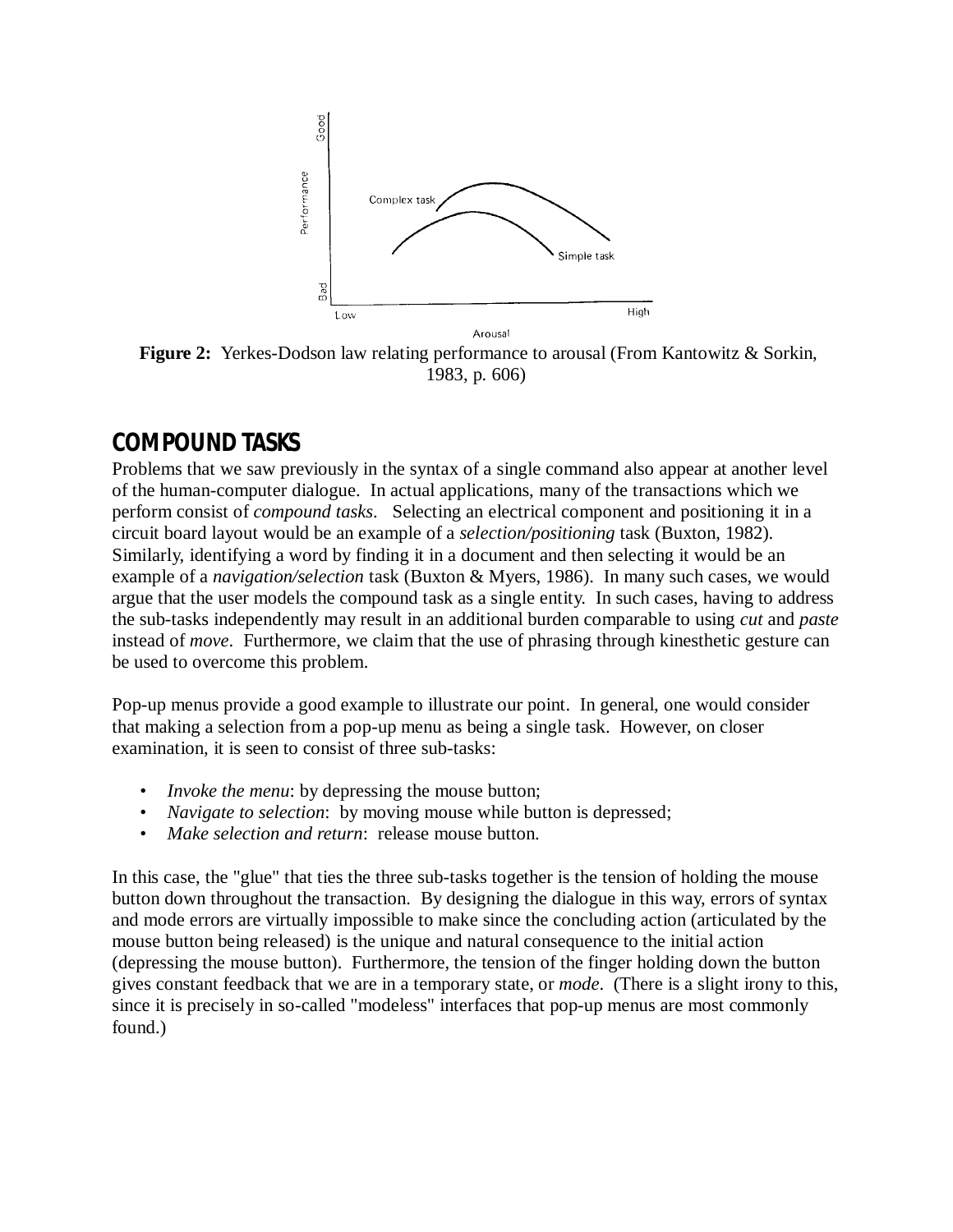**Figure 2:** Yerkes-Dodson law relating performance to arousal (From Kantowitz & Sorkin, 1983, p. 606)

## COMPOUND TASKS

Problems that we saw previously in the syntax of a single command also appear at another level of the human-computer dialogue. In actual applications, many of the transactions which we perform consist of *compound tasks*. Selecting an electrical component and positioning it in a circuit board layout would be an example of a *selection/positioning* task (Buxton, 1982). Similarly, identifying a word by finding it in a document and then selecting it would be an example of a *navigation/selection* task (Buxton & Myers, 1986). In many such cases, we would argue that the user models the compound task as a single entity. In such cases, having to address the sub-tasks independently may result in an additional burden comparable to using *cut* and *paste* instead of *move*. Furthermore, we claim that the use of phrasing through kinesthetic gesture can be used to overcome this problem.

Pop-up menus provide a good example to illustrate our point. In general, one would consider that making a selection from a pop-up menu as being a single task. However, on closer examination, it is seen to consist of three sub-tasks:

- *Invoke the menu*: by depressing the mouse button;
- *Navigate to selection*: by moving mouse while button is depressed;
- *Make selection and return*: release mouse button.

In this case, the "glue" that ties the three sub-tasks together is the tension of holding the mouse button down throughout the transaction. By designing the dialogue in this way, errors of syntax and mode errors are virtually impossible to make since the concluding action (articulated by the mouse button being released) is the unique and natural consequence to the initial action (depressing the mouse button). Furthermore, the tension of the finger holding down the button gives constant feedback that we are in a temporary state, or *mode*. (There is a slight irony to this, since it is precisely in so-called "modeless" interfaces that pop-up menus are most commonly found.)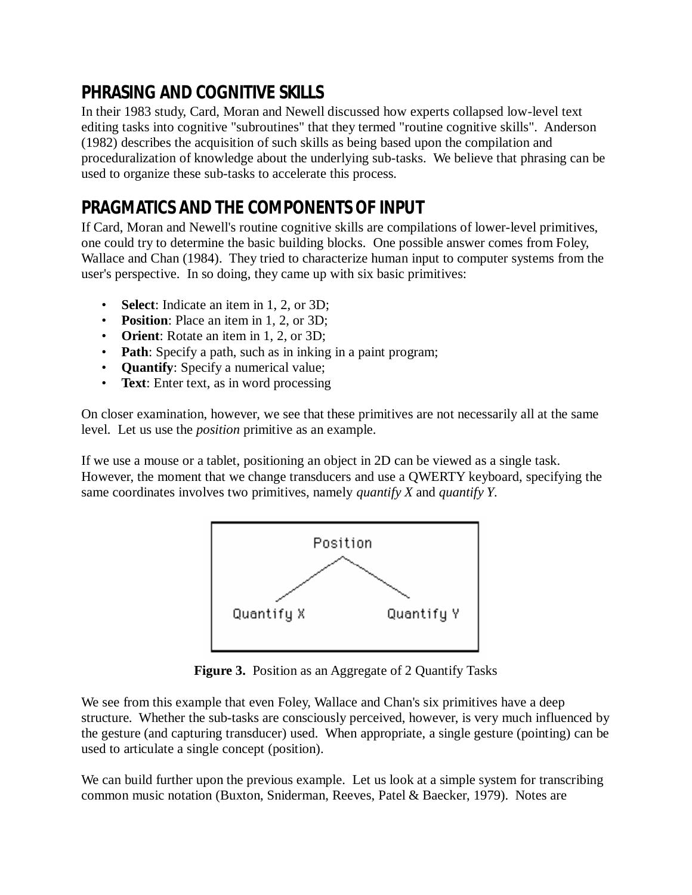## PHRASING AND COGNITIVE SKILLS

In their 1983 study, Card, Moran and Newell discussed how experts collapsed low-level text editing tasks into cognitive "subroutines" that they termed "routine cognitive skills". Anderson (1982) describes the acquisition of such skills as being based upon the compilation and proceduralization of knowledge about the underlying sub-tasks. We believe that phrasing can be used to organize these sub-tasks to accelerate this process.

## PRAGMATICS AND THE COMPONENTS OF INPUT

If Card, Moran and Newell's routine cognitive skills are compilations of lower-level primitives, one could try to determine the basic building blocks. One possible answer comes from Foley, Wallace and Chan (1984). They tried to characterize human input to computer systems from the user's perspective. In so doing, they came up with six basic primitives:

- **Select**: Indicate an item in 1, 2, or 3D;
- **Position**: Place an item in 1, 2, or 3D;
- **Orient**: Rotate an item in 1, 2, or 3D;
- **Path**: Specify a path, such as in inking in a paint program;
- **Quantify**: Specify a numerical value;
- **Text**: Enter text, as in word processing

On closer examination, however, we see that these primitives are not necessarily all at the same level. Let us use the *position* primitive as an example.

If we use a mouse or a tablet, positioning an object in 2D can be viewed as a single task. However, the moment that we change transducers and use a QWERTY keyboard, specifying the same coordinates involves two primitives, namely *quantify X* and *quantify Y*.

Position

Quantify X    Quantify Y

**Figure 3.** Position as an Aggregate of 2 Quantify Tasks

We see from this example that even Foley, Wallace and Chan's six primitives have a deep structure. Whether the sub-tasks are consciously perceived, however, is very much influenced by the gesture (and capturing transducer) used. When appropriate, a single gesture (pointing) can be used to articulate a single concept (position).

We can build further upon the previous example. Let us look at a simple system for transcribing common music notation (Buxton, Sniderman, Reeves, Patel & Baecker, 1979). Notes are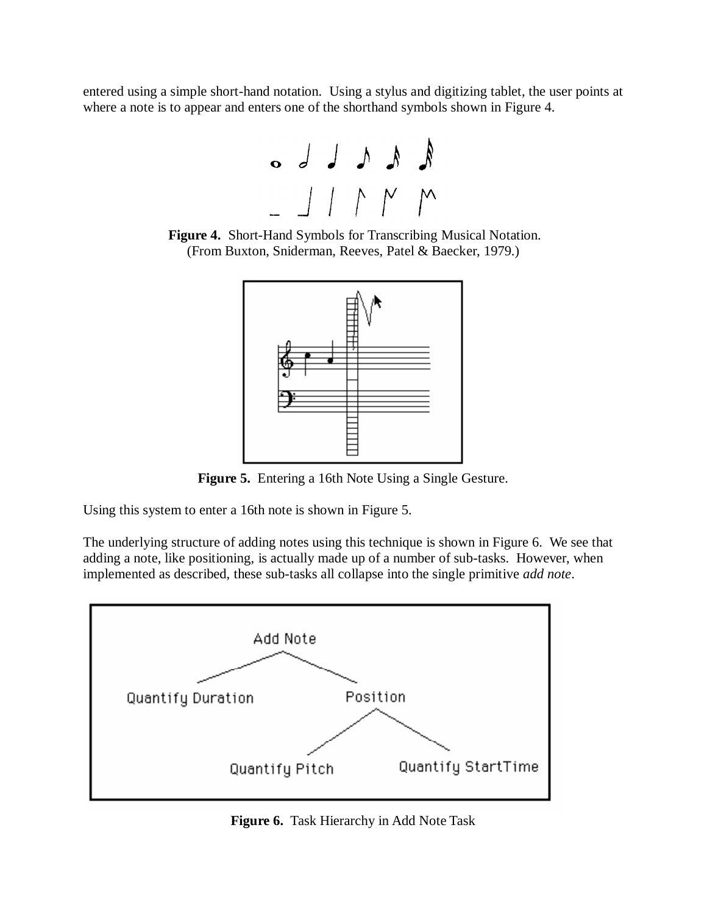entered using a simple short-hand notation. Using a stylus and digitizing tablet, the user points at where a note is to appear and enters one of the shorthand symbols shown in Figure 4.

**Figure 4.** Short-Hand Symbols for Transcribing Musical Notation. (From Buxton, Sniderman, Reeves, Patel & Baecker, 1979.)

**Figure 5.** Entering a 16th Note Using a Single Gesture.

Using this system to enter a 16th note is shown in Figure 5.

The underlying structure of adding notes using this technique is shown in Figure 6. We see that adding a note, like positioning, is actually made up of a number of sub-tasks. However, when implemented as described, these sub-tasks all collapse into the single primitive *add note*.

**Figure 6.** Task Hierarchy in Add Note Task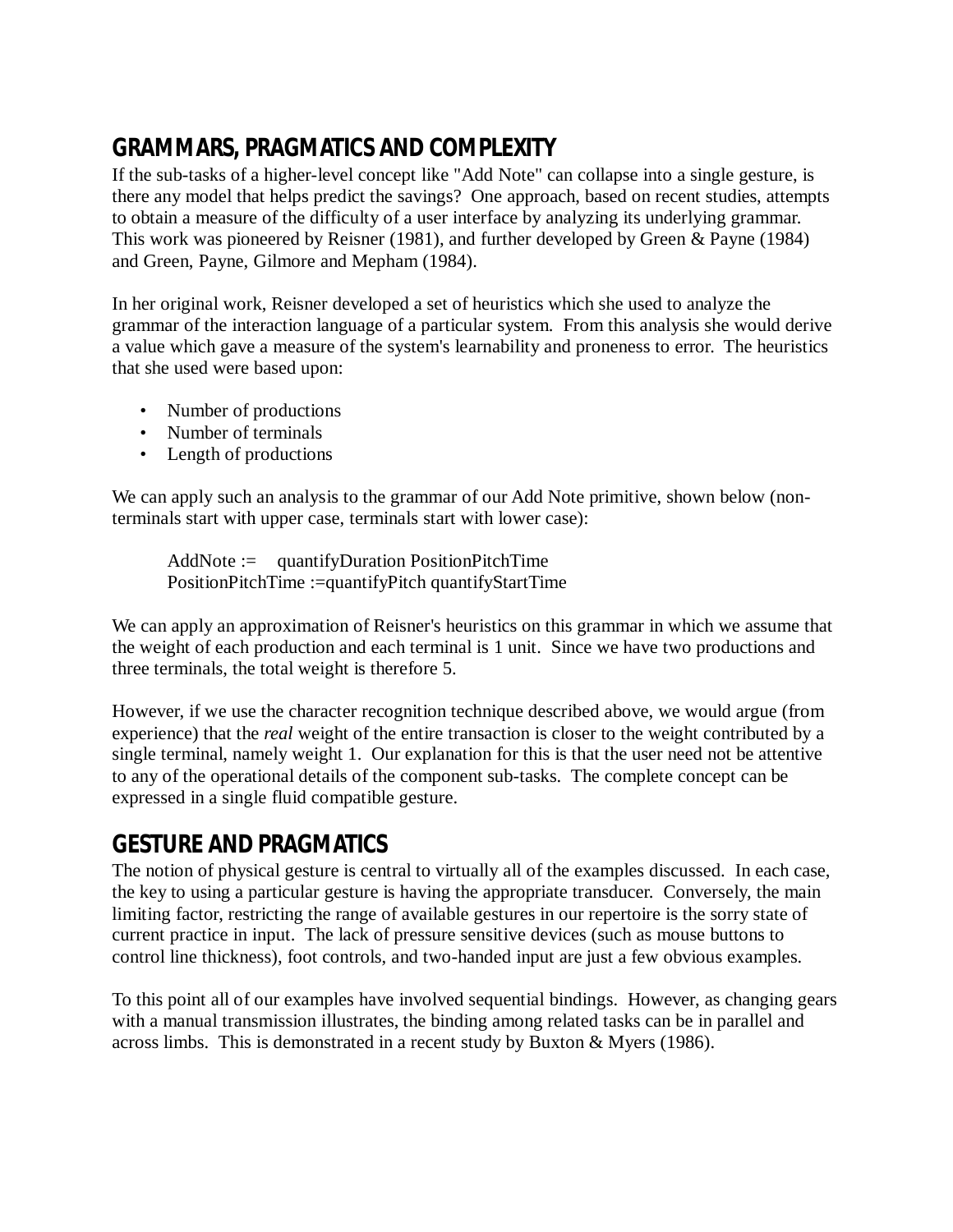## GRAMMARS, PRAGMATICS AND COMPLEXITY

If the sub-tasks of a higher-level concept like "Add Note" can collapse into a single gesture, is there any model that helps predict the savings? One approach, based on recent studies, attempts to obtain a measure of the difficulty of a user interface by analyzing its underlying grammar. This work was pioneered by Reisner (1981), and further developed by Green & Payne (1984) and Green, Payne, Gilmore and Mepham (1984).

In her original work, Reisner developed a set of heuristics which she used to analyze the grammar of the interaction language of a particular system. From this analysis she would derive a value which gave a measure of the system's learnability and proneness to error. The heuristics that she used were based upon:

- Number of productions
- Number of terminals
- Length of productions

We can apply such an analysis to the grammar of our Add Note primitive, shown below (non-terminals start with upper case, terminals start with lower case):

```
AddNote :=    quantifyDuration PositionPitchTime
PositionPitchTime :=quantifyPitch quantifyStartTime
```

We can apply an approximation of Reisner's heuristics on this grammar in which we assume that the weight of each production and each terminal is 1 unit. Since we have two productions and three terminals, the total weight is therefore 5.

However, if we use the character recognition technique described above, we would argue (from experience) that the *real* weight of the entire transaction is closer to the weight contributed by a single terminal, namely weight 1. Our explanation for this is that the user need not be attentive to any of the operational details of the component sub-tasks. The complete concept can be expressed in a single fluid compatible gesture.

## GESTURE AND PRAGMATICS

The notion of physical gesture is central to virtually all of the examples discussed. In each case, the key to using a particular gesture is having the appropriate transducer. Conversely, the main limiting factor, restricting the range of available gestures in our repertoire is the sorry state of current practice in input. The lack of pressure sensitive devices (such as mouse buttons to control line thickness), foot controls, and two-handed input are just a few obvious examples.

To this point all of our examples have involved sequential bindings. However, as changing gears with a manual transmission illustrates, the binding among related tasks can be in parallel and across limbs. This is demonstrated in a recent study by Buxton & Myers (1986).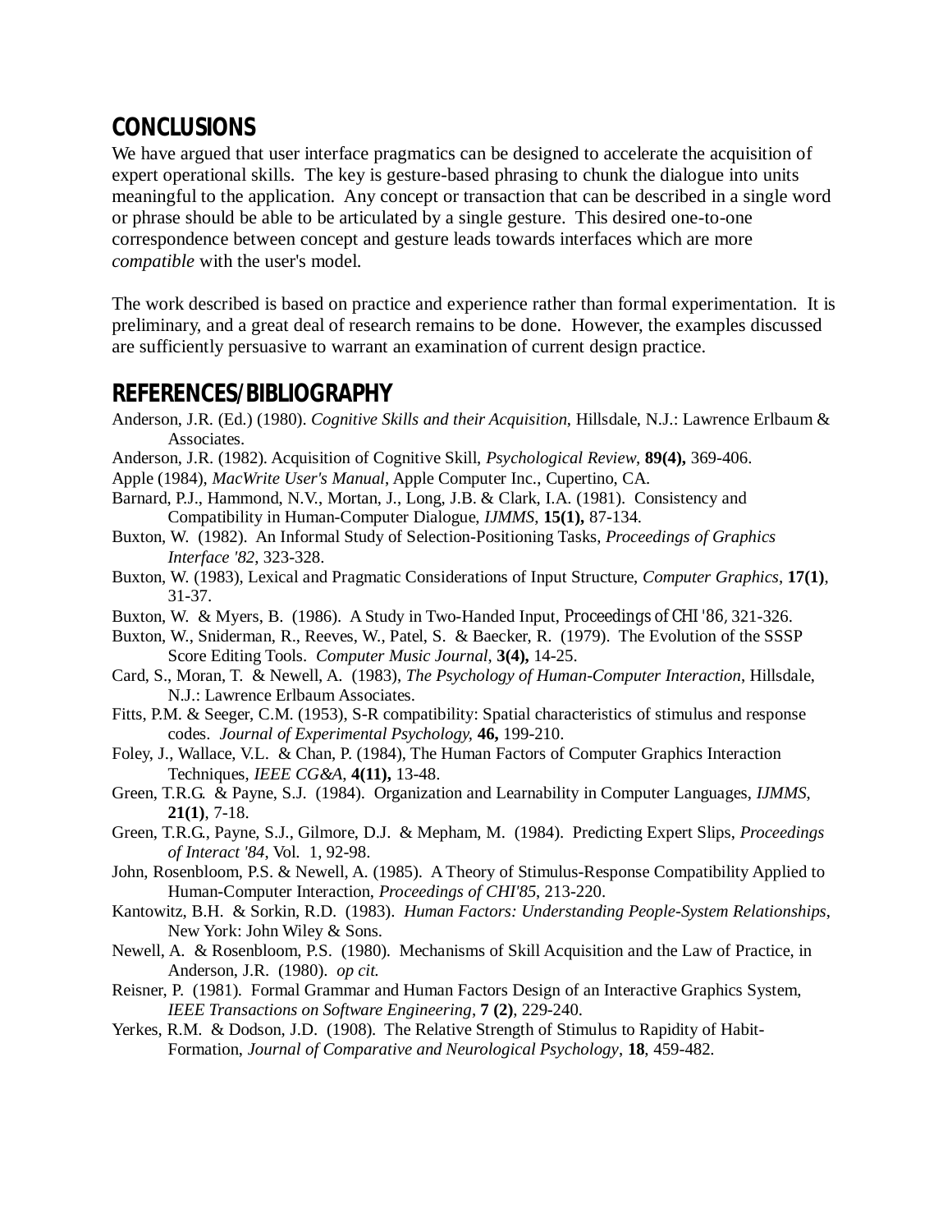## CONCLUSIONS

We have argued that user interface pragmatics can be designed to accelerate the acquisition of expert operational skills. The key is gesture-based phrasing to chunk the dialogue into units meaningful to the application. Any concept or transaction that can be described in a single word or phrase should be able to be articulated by a single gesture. This desired one-to-one correspondence between concept and gesture leads towards interfaces which are more *compatible* with the user's model.

The work described is based on practice and experience rather than formal experimentation. It is preliminary, and a great deal of research remains to be done. However, the examples discussed are sufficiently persuasive to warrant an examination of current design practice.

## REFERENCES/BIBLIOGRAPHY

Anderson, J.R. (Ed.) (1980). *Cognitive Skills and their Acquisition*, Hillsdale, N.J.: Lawrence Erlbaum & Associates.

Anderson, J.R. (1982). Acquisition of Cognitive Skill, *Psychological Review*, **89(4),** 369-406.

Apple (1984), *MacWrite User's Manual*, Apple Computer Inc., Cupertino, CA.

Barnard, P.J., Hammond, N.V., Mortan, J., Long, J.B. & Clark, I.A. (1981). Consistency and Compatibility in Human-Computer Dialogue, *IJMMS*, **15(1),** 87-134.

Buxton, W. (1982). An Informal Study of Selection-Positioning Tasks, *Proceedings of Graphics Interface '82*, 323-328.

Buxton, W. (1983), Lexical and Pragmatic Considerations of Input Structure, *Computer Graphics*, **17(1)**, 31-37.

Buxton, W. & Myers, B. (1986). A Study in Two-Handed Input, *Proceedings of CHI '86*, 321-326.

Buxton, W., Sniderman, R., Reeves, W., Patel, S. & Baecker, R. (1979). The Evolution of the SSSP Score Editing Tools. *Computer Music Journal*, **3(4),** 14-25.

Card, S., Moran, T. & Newell, A. (1983), *The Psychology of Human-Computer Interaction*, Hillsdale, N.J.: Lawrence Erlbaum Associates.

Fitts, P.M. & Seeger, C.M. (1953), S-R compatibility: Spatial characteristics of stimulus and response codes. *Journal of Experimental Psychology*, **46,** 199-210.

Foley, J., Wallace, V.L. & Chan, P. (1984), The Human Factors of Computer Graphics Interaction Techniques, *IEEE CG&A*, **4(11),** 13-48.

Green, T.R.G. & Payne, S.J. (1984). Organization and Learnability in Computer Languages, *IJMMS*, **21(1)**, 7-18.

Green, T.R.G., Payne, S.J., Gilmore, D.J. & Mepham, M. (1984). Predicting Expert Slips, *Proceedings of Interact '84*, Vol. 1, 92-98.

John, Rosenbloom, P.S. & Newell, A. (1985). A Theory of Stimulus-Response Compatibility Applied to Human-Computer Interaction, *Proceedings of CHI'85*, 213-220.

Kantowitz, B.H. & Sorkin, R.D. (1983). *Human Factors: Understanding People-System Relationships*, New York: John Wiley & Sons.

Newell, A. & Rosenbloom, P.S. (1980). Mechanisms of Skill Acquisition and the Law of Practice, in Anderson, J.R. (1980). *op cit.*

Reisner, P. (1981). Formal Grammar and Human Factors Design of an Interactive Graphics System, *IEEE Transactions on Software Engineering*, **7 (2)**, 229-240.

Yerkes, R.M. & Dodson, J.D. (1908). The Relative Strength of Stimulus to Rapidity of Habit-Formation, *Journal of Comparative and Neurological Psychology*, **18**, 459-482.